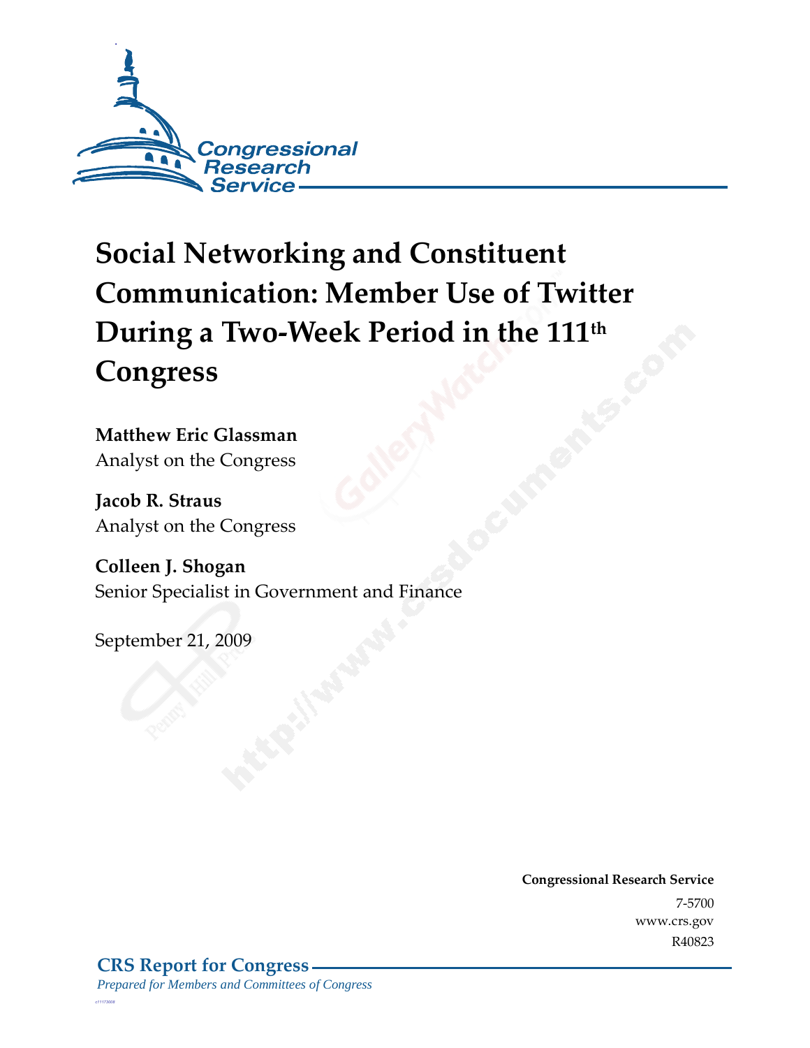Congressional Research Service

# Social Networking and Constituent Communication: Member Use of Twitter During a Two-Week Period in the 111th Congress

**Matthew Eric Glassman**
Analyst on the Congress

**Jacob R. Straus**
Analyst on the Congress

**Colleen J. Shogan**
Senior Specialist in Government and Finance

September 21, 2009

**Congressional Research Service**
7-5700
www.crs.gov
R40823

**CRS Report for Congress**
*Prepared for Members and Committees of Congress*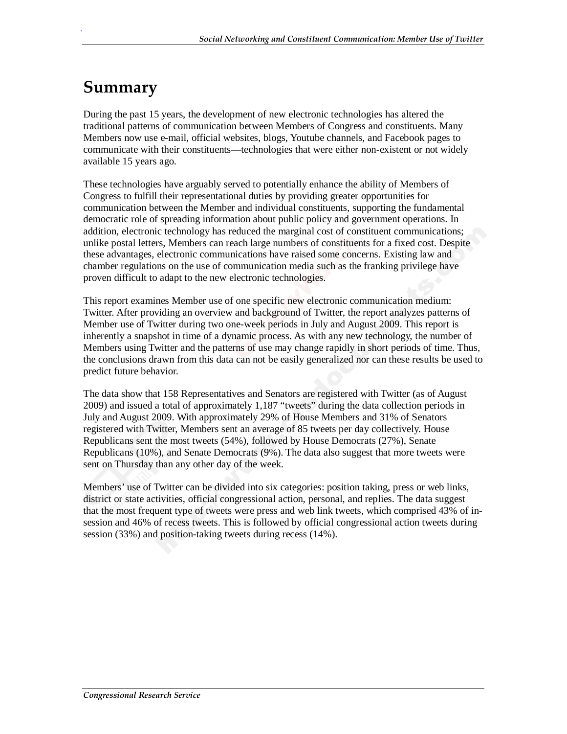# Summary

During the past 15 years, the development of new electronic technologies has altered the traditional patterns of communication between Members of Congress and constituents. Many Members now use e-mail, official websites, blogs, Youtube channels, and Facebook pages to communicate with their constituents—technologies that were either non-existent or not widely available 15 years ago.

These technologies have arguably served to potentially enhance the ability of Members of Congress to fulfill their representational duties by providing greater opportunities for communication between the Member and individual constituents, supporting the fundamental democratic role of spreading information about public policy and government operations. In addition, electronic technology has reduced the marginal cost of constituent communications; unlike postal letters, Members can reach large numbers of constituents for a fixed cost. Despite these advantages, electronic communications have raised some concerns. Existing law and chamber regulations on the use of communication media such as the franking privilege have proven difficult to adapt to the new electronic technologies.

This report examines Member use of one specific new electronic communication medium: Twitter. After providing an overview and background of Twitter, the report analyzes patterns of Member use of Twitter during two one-week periods in July and August 2009. This report is inherently a snapshot in time of a dynamic process. As with any new technology, the number of Members using Twitter and the patterns of use may change rapidly in short periods of time. Thus, the conclusions drawn from this data can not be easily generalized nor can these results be used to predict future behavior.

The data show that 158 Representatives and Senators are registered with Twitter (as of August 2009) and issued a total of approximately 1,187 "tweets" during the data collection periods in July and August 2009. With approximately 29% of House Members and 31% of Senators registered with Twitter, Members sent an average of 85 tweets per day collectively. House Republicans sent the most tweets (54%), followed by House Democrats (27%), Senate Republicans (10%), and Senate Democrats (9%). The data also suggest that more tweets were sent on Thursday than any other day of the week.

Members' use of Twitter can be divided into six categories: position taking, press or web links, district or state activities, official congressional action, personal, and replies. The data suggest that the most frequent type of tweets were press and web link tweets, which comprised 43% of in-session and 46% of recess tweets. This is followed by official congressional action tweets during session (33%) and position-taking tweets during recess (14%).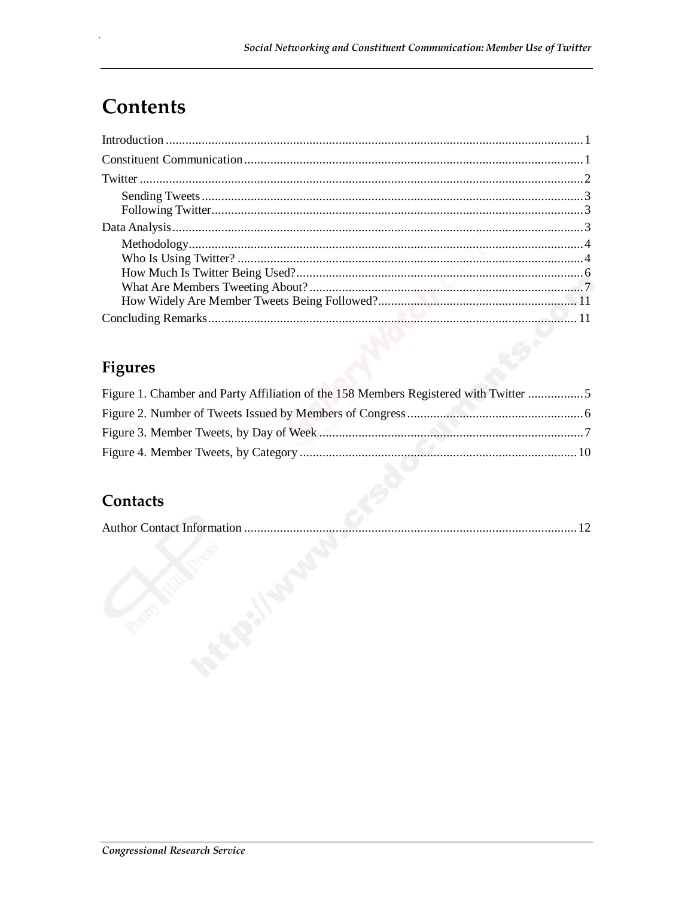# Contents

Introduction ..... 1

Constituent Communication ..... 1

Twitter ..... 2

- Sending Tweets ..... 3
- Following Twitter ..... 3

Data Analysis ..... 3

- Methodology ..... 4
- Who Is Using Twitter? ..... 4
- How Much Is Twitter Being Used? ..... 6
- What Are Members Tweeting About? ..... 7
- How Widely Are Member Tweets Being Followed? ..... 11

Concluding Remarks ..... 11

## Figures

Figure 1. Chamber and Party Affiliation of the 158 Members Registered with Twitter ..... 5

Figure 2. Number of Tweets Issued by Members of Congress ..... 6

Figure 3. Member Tweets, by Day of Week ..... 7

Figure 4. Member Tweets, by Category ..... 10

## Contacts

Author Contact Information ..... 12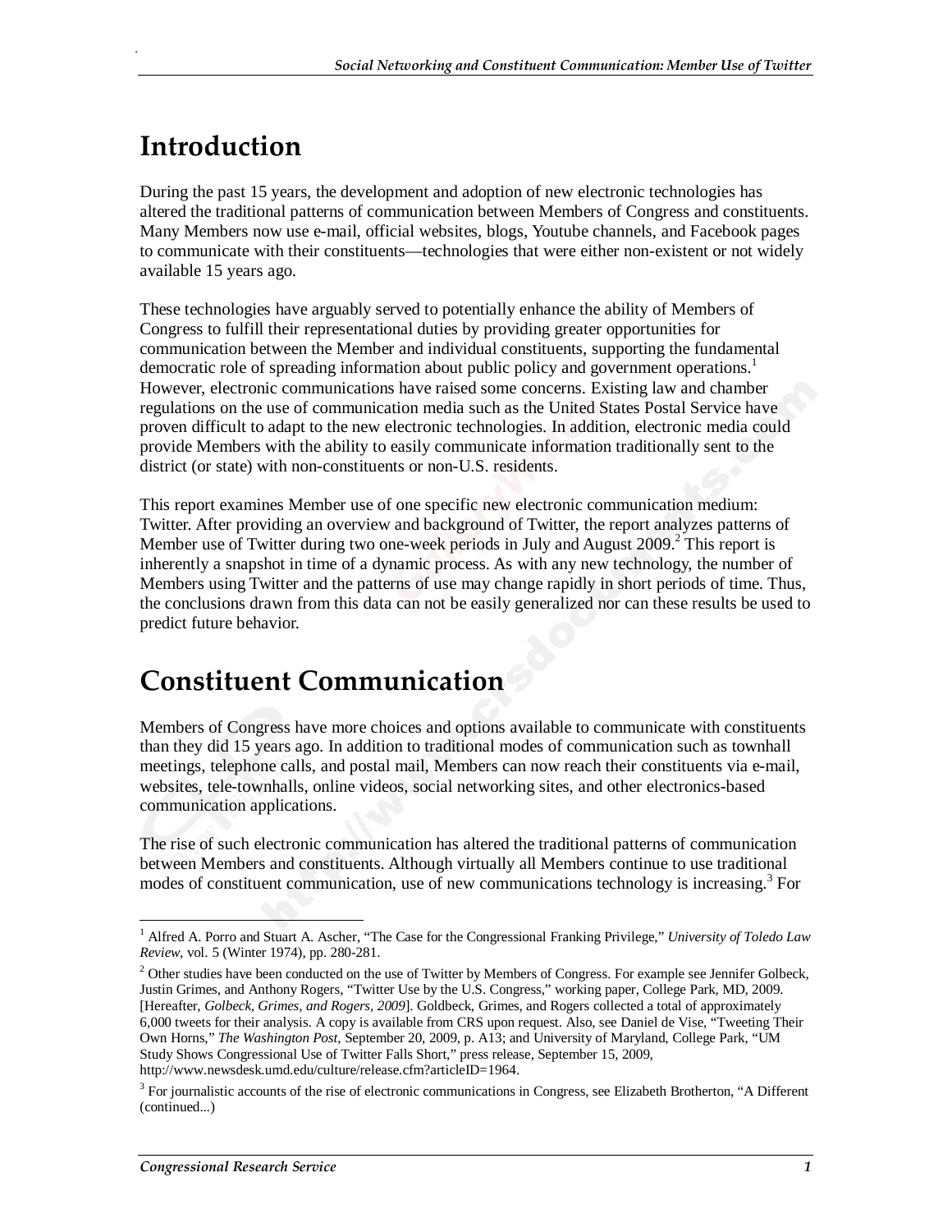# Introduction

During the past 15 years, the development and adoption of new electronic technologies has altered the traditional patterns of communication between Members of Congress and constituents. Many Members now use e-mail, official websites, blogs, Youtube channels, and Facebook pages to communicate with their constituents—technologies that were either non-existent or not widely available 15 years ago.

These technologies have arguably served to potentially enhance the ability of Members of Congress to fulfill their representational duties by providing greater opportunities for communication between the Member and individual constituents, supporting the fundamental democratic role of spreading information about public policy and government operations.[1] However, electronic communications have raised some concerns. Existing law and chamber regulations on the use of communication media such as the United States Postal Service have proven difficult to adapt to the new electronic technologies. In addition, electronic media could provide Members with the ability to easily communicate information traditionally sent to the district (or state) with non-constituents or non-U.S. residents.

This report examines Member use of one specific new electronic communication medium: Twitter. After providing an overview and background of Twitter, the report analyzes patterns of Member use of Twitter during two one-week periods in July and August 2009.[2] This report is inherently a snapshot in time of a dynamic process. As with any new technology, the number of Members using Twitter and the patterns of use may change rapidly in short periods of time. Thus, the conclusions drawn from this data can not be easily generalized nor can these results be used to predict future behavior.

# Constituent Communication

Members of Congress have more choices and options available to communicate with constituents than they did 15 years ago. In addition to traditional modes of communication such as townhall meetings, telephone calls, and postal mail, Members can now reach their constituents via e-mail, websites, tele-townhalls, online videos, social networking sites, and other electronics-based communication applications.

The rise of such electronic communication has altered the traditional patterns of communication between Members and constituents. Although virtually all Members continue to use traditional modes of constituent communication, use of new communications technology is increasing.[3] For

---

[1] Alfred A. Porro and Stuart A. Ascher, "The Case for the Congressional Franking Privilege," *University of Toledo Law Review*, vol. 5 (Winter 1974), pp. 280-281.

[2] Other studies have been conducted on the use of Twitter by Members of Congress. For example see Jennifer Golbeck, Justin Grimes, and Anthony Rogers, "Twitter Use by the U.S. Congress," working paper, College Park, MD, 2009. [Hereafter, *Golbeck, Grimes, and Rogers, 2009*]. Goldbeck, Grimes, and Rogers collected a total of approximately 6,000 tweets for their analysis. A copy is available from CRS upon request. Also, see Daniel de Vise, "Tweeting Their Own Horns," *The Washington Post*, September 20, 2009, p. A13; and University of Maryland, College Park, "UM Study Shows Congressional Use of Twitter Falls Short," press release, September 15, 2009, http://www.newsdesk.umd.edu/culture/release.cfm?articleID=1964.

[3] For journalistic accounts of the rise of electronic communications in Congress, see Elizabeth Brotherton, "A Different (continued...)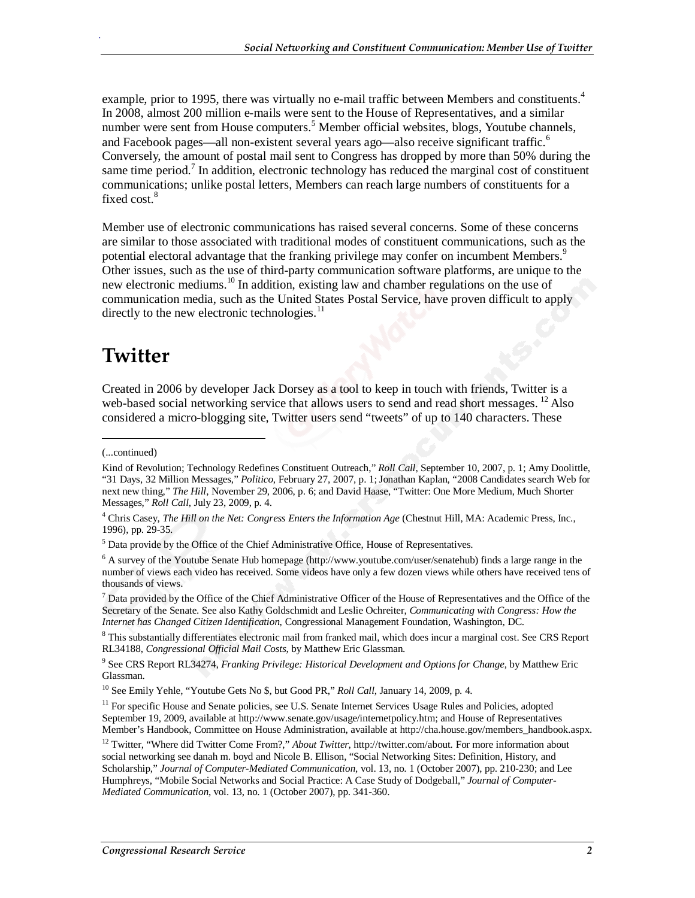example, prior to 1995, there was virtually no e-mail traffic between Members and constituents.[4] In 2008, almost 200 million e-mails were sent to the House of Representatives, and a similar number were sent from House computers.[5] Member official websites, blogs, Youtube channels, and Facebook pages—all non-existent several years ago—also receive significant traffic.[6] Conversely, the amount of postal mail sent to Congress has dropped by more than 50% during the same time period.[7] In addition, electronic technology has reduced the marginal cost of constituent communications; unlike postal letters, Members can reach large numbers of constituents for a fixed cost.[8]

Member use of electronic communications has raised several concerns. Some of these concerns are similar to those associated with traditional modes of constituent communications, such as the potential electoral advantage that the franking privilege may confer on incumbent Members.[9] Other issues, such as the use of third-party communication software platforms, are unique to the new electronic mediums.[10] In addition, existing law and chamber regulations on the use of communication media, such as the United States Postal Service, have proven difficult to apply directly to the new electronic technologies.[11]

# Twitter

Created in 2006 by developer Jack Dorsey as a tool to keep in touch with friends, Twitter is a web-based social networking service that allows users to send and read short messages. [12] Also considered a micro-blogging site, Twitter users send "tweets" of up to 140 characters. These

---

(...continued)

Kind of Revolution; Technology Redefines Constituent Outreach," *Roll Call*, September 10, 2007, p. 1; Amy Doolittle, "31 Days, 32 Million Messages," *Politico*, February 27, 2007, p. 1; Jonathan Kaplan, "2008 Candidates search Web for next new thing," *The Hill*, November 29, 2006, p. 6; and David Haase, "Twitter: One More Medium, Much Shorter Messages," *Roll Call*, July 23, 2009, p. 4.

[4] Chris Casey, *The Hill on the Net: Congress Enters the Information Age* (Chestnut Hill, MA: Academic Press, Inc., 1996), pp. 29-35.

[5] Data provide by the Office of the Chief Administrative Office, House of Representatives.

[6] A survey of the Youtube Senate Hub homepage (http://www.youtube.com/user/senatehub) finds a large range in the number of views each video has received. Some videos have only a few dozen views while others have received tens of thousands of views.

[7] Data provided by the Office of the Chief Administrative Officer of the House of Representatives and the Office of the Secretary of the Senate. See also Kathy Goldschmidt and Leslie Ochreiter, *Communicating with Congress: How the Internet has Changed Citizen Identification*, Congressional Management Foundation, Washington, DC.

[8] This substantially differentiates electronic mail from franked mail, which does incur a marginal cost. See CRS Report RL34188, *Congressional Official Mail Costs*, by Matthew Eric Glassman.

[9] See CRS Report RL34274, *Franking Privilege: Historical Development and Options for Change*, by Matthew Eric Glassman.

[10] See Emily Yehle, "Youtube Gets No $, but Good PR," *Roll Call*, January 14, 2009, p. 4.

[11] For specific House and Senate policies, see U.S. Senate Internet Services Usage Rules and Policies, adopted September 19, 2009, available at http://www.senate.gov/usage/internetpolicy.htm; and House of Representatives Member's Handbook, Committee on House Administration, available at http://cha.house.gov/members_handbook.aspx.

[12] Twitter, "Where did Twitter Come From?," *About Twitter*, http://twitter.com/about. For more information about social networking see danah m. boyd and Nicole B. Ellison, "Social Networking Sites: Definition, History, and Scholarship," *Journal of Computer-Mediated Communication*, vol. 13, no. 1 (October 2007), pp. 210-230; and Lee Humphreys, "Mobile Social Networks and Social Practice: A Case Study of Dodgeball," *Journal of Computer-Mediated Communication*, vol. 13, no. 1 (October 2007), pp. 341-360.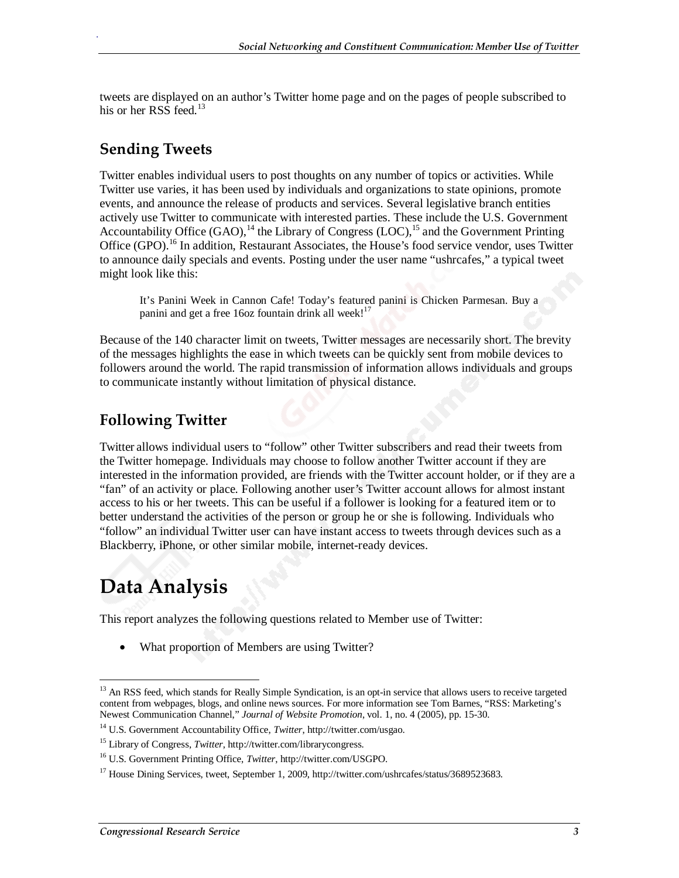tweets are displayed on an author's Twitter home page and on the pages of people subscribed to his or her RSS feed.[13]

## Sending Tweets

Twitter enables individual users to post thoughts on any number of topics or activities. While Twitter use varies, it has been used by individuals and organizations to state opinions, promote events, and announce the release of products and services. Several legislative branch entities actively use Twitter to communicate with interested parties. These include the U.S. Government Accountability Office (GAO),[14] the Library of Congress (LOC),[15] and the Government Printing Office (GPO).[16] In addition, Restaurant Associates, the House's food service vendor, uses Twitter to announce daily specials and events. Posting under the user name "ushrcafes," a typical tweet might look like this:

> It's Panini Week in Cannon Cafe! Today's featured panini is Chicken Parmesan. Buy a panini and get a free 16oz fountain drink all week![17]

Because of the 140 character limit on tweets, Twitter messages are necessarily short. The brevity of the messages highlights the ease in which tweets can be quickly sent from mobile devices to followers around the world. The rapid transmission of information allows individuals and groups to communicate instantly without limitation of physical distance.

## Following Twitter

Twitter allows individual users to "follow" other Twitter subscribers and read their tweets from the Twitter homepage. Individuals may choose to follow another Twitter account if they are interested in the information provided, are friends with the Twitter account holder, or if they are a "fan" of an activity or place. Following another user's Twitter account allows for almost instant access to his or her tweets. This can be useful if a follower is looking for a featured item or to better understand the activities of the person or group he or she is following. Individuals who "follow" an individual Twitter user can have instant access to tweets through devices such as a Blackberry, iPhone, or other similar mobile, internet-ready devices.

# Data Analysis

This report analyzes the following questions related to Member use of Twitter:

- What proportion of Members are using Twitter?

---

[13] An RSS feed, which stands for Really Simple Syndication, is an opt-in service that allows users to receive targeted content from webpages, blogs, and online news sources. For more information see Tom Barnes, "RSS: Marketing's Newest Communication Channel," *Journal of Website Promotion*, vol. 1, no. 4 (2005), pp. 15-30.

[14] U.S. Government Accountability Office, *Twitter*, http://twitter.com/usgao.

[15] Library of Congress, *Twitter*, http://twitter.com/librarycongress.

[16] U.S. Government Printing Office, *Twitter*, http://twitter.com/USGPO.

[17] House Dining Services, tweet, September 1, 2009, http://twitter.com/ushrcafes/status/3689523683.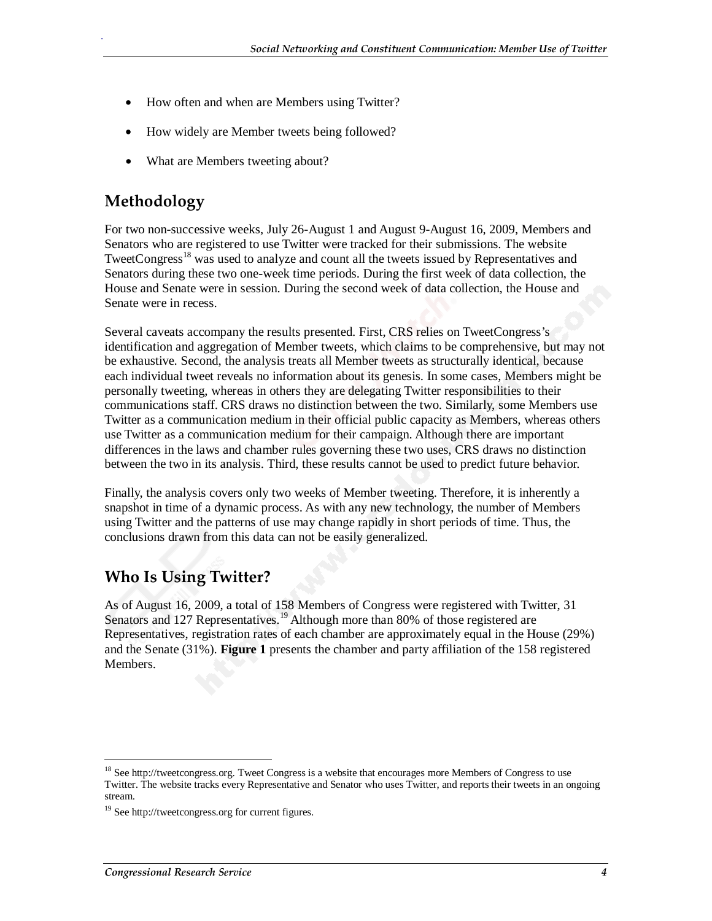- How often and when are Members using Twitter?
- How widely are Member tweets being followed?
- What are Members tweeting about?

## Methodology

For two non-successive weeks, July 26-August 1 and August 9-August 16, 2009, Members and Senators who are registered to use Twitter were tracked for their submissions. The website TweetCongress[18] was used to analyze and count all the tweets issued by Representatives and Senators during these two one-week time periods. During the first week of data collection, the House and Senate were in session. During the second week of data collection, the House and Senate were in recess.

Several caveats accompany the results presented. First, CRS relies on TweetCongress's identification and aggregation of Member tweets, which claims to be comprehensive, but may not be exhaustive. Second, the analysis treats all Member tweets as structurally identical, because each individual tweet reveals no information about its genesis. In some cases, Members might be personally tweeting, whereas in others they are delegating Twitter responsibilities to their communications staff. CRS draws no distinction between the two. Similarly, some Members use Twitter as a communication medium in their official public capacity as Members, whereas others use Twitter as a communication medium for their campaign. Although there are important differences in the laws and chamber rules governing these two uses, CRS draws no distinction between the two in its analysis. Third, these results cannot be used to predict future behavior.

Finally, the analysis covers only two weeks of Member tweeting. Therefore, it is inherently a snapshot in time of a dynamic process. As with any new technology, the number of Members using Twitter and the patterns of use may change rapidly in short periods of time. Thus, the conclusions drawn from this data can not be easily generalized.

## Who Is Using Twitter?

As of August 16, 2009, a total of 158 Members of Congress were registered with Twitter, 31 Senators and 127 Representatives.[19] Although more than 80% of those registered are Representatives, registration rates of each chamber are approximately equal in the House (29%) and the Senate (31%). **Figure 1** presents the chamber and party affiliation of the 158 registered Members.

---

[18] See http://tweetcongress.org. Tweet Congress is a website that encourages more Members of Congress to use Twitter. The website tracks every Representative and Senator who uses Twitter, and reports their tweets in an ongoing stream.

[19] See http://tweetcongress.org for current figures.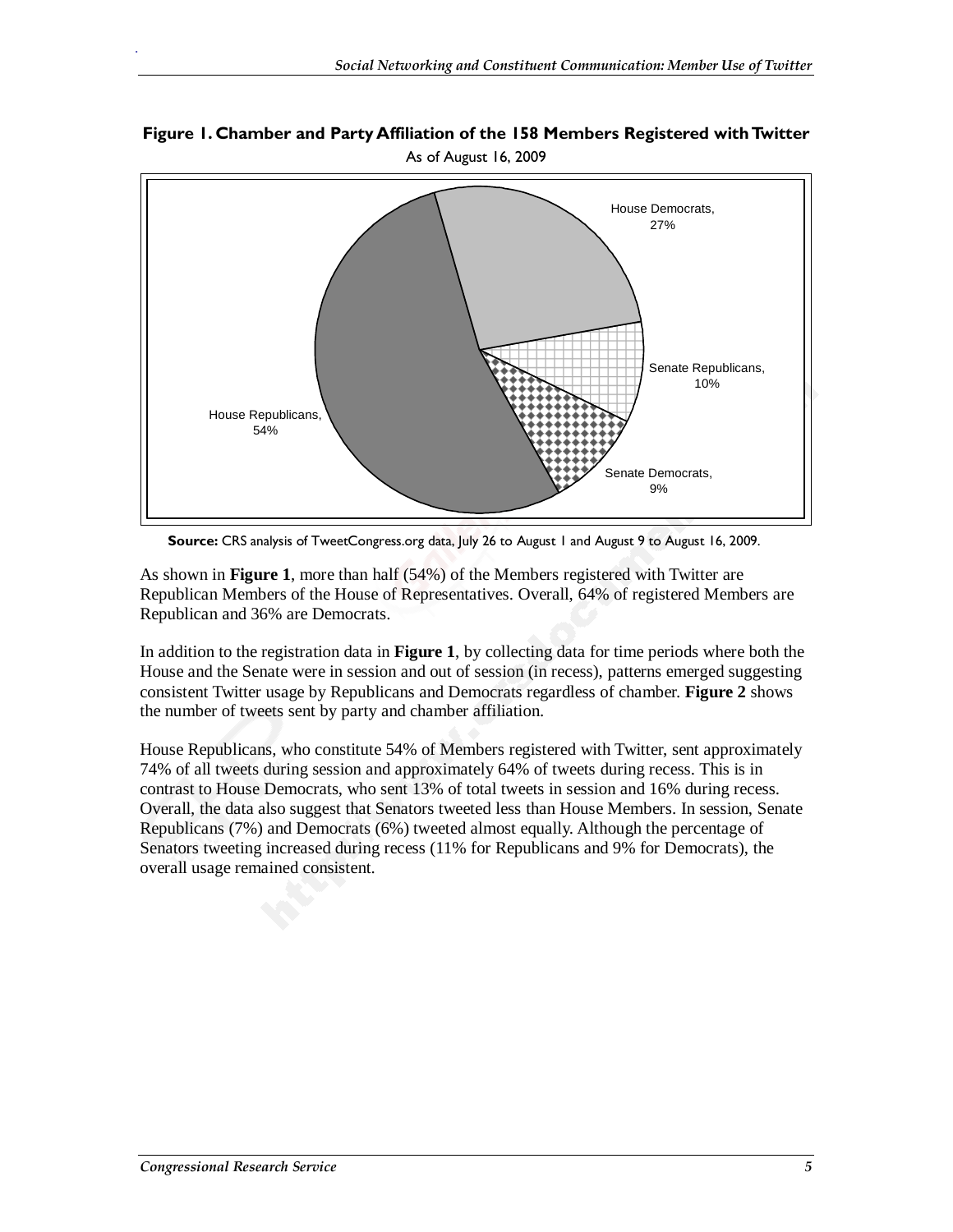**Figure 1. Chamber and Party Affiliation of the 158 Members Registered with Twitter**

As of August 16, 2009

House Democrats, 27%

Senate Republicans, 10%

Senate Democrats, 9%

House Republicans, 54%

**Source:** CRS analysis of TweetCongress.org data, July 26 to August 1 and August 9 to August 16, 2009.

As shown in **Figure 1**, more than half (54%) of the Members registered with Twitter are Republican Members of the House of Representatives. Overall, 64% of registered Members are Republican and 36% are Democrats.

In addition to the registration data in **Figure 1**, by collecting data for time periods where both the House and the Senate were in session and out of session (in recess), patterns emerged suggesting consistent Twitter usage by Republicans and Democrats regardless of chamber. **Figure 2** shows the number of tweets sent by party and chamber affiliation.

House Republicans, who constitute 54% of Members registered with Twitter, sent approximately 74% of all tweets during session and approximately 64% of tweets during recess. This is in contrast to House Democrats, who sent 13% of total tweets in session and 16% during recess. Overall, the data also suggest that Senators tweeted less than House Members. In session, Senate Republicans (7%) and Democrats (6%) tweeted almost equally. Although the percentage of Senators tweeting increased during recess (11% for Republicans and 9% for Democrats), the overall usage remained consistent.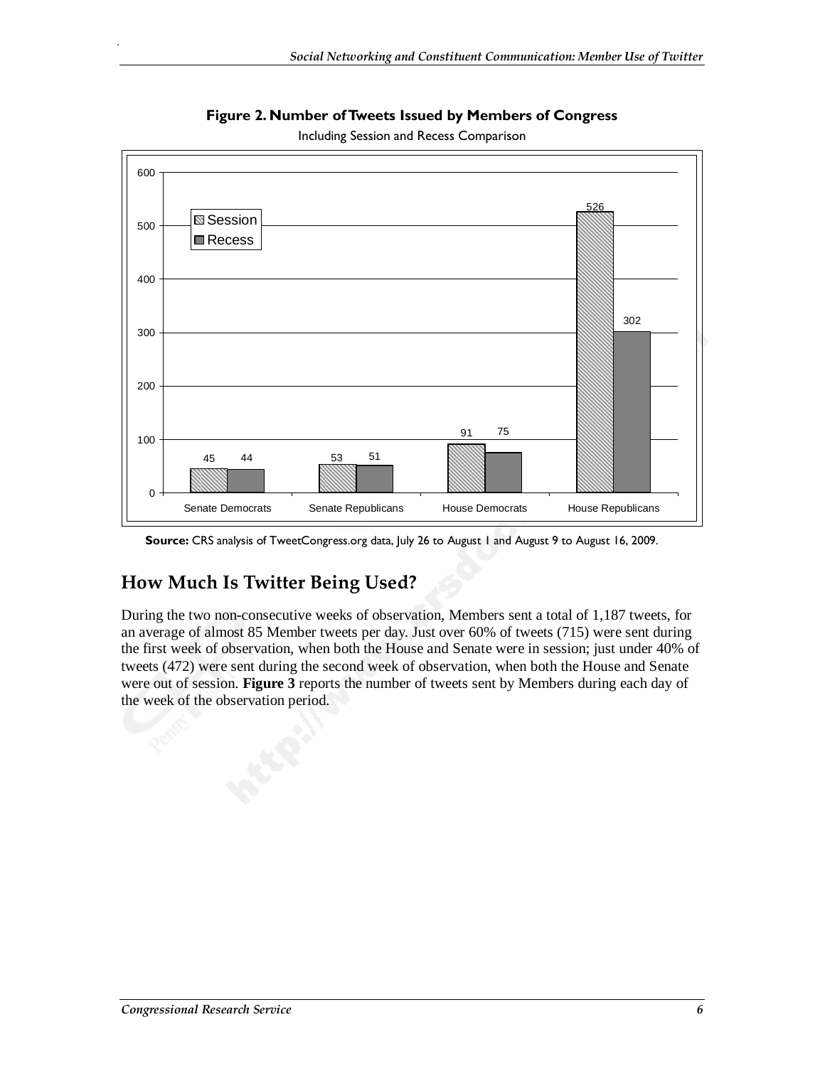**Figure 2. Number of Tweets Issued by Members of Congress**

Including Session and Recess Comparison

| | Session | Recess |
|---|---|---|
| Senate Democrats | 45 | 44 |
| Senate Republicans | 53 | 51 |
| House Democrats | 91 | 75 |
| House Republicans | 526 | 302 |

**Source:** CRS analysis of TweetCongress.org data, July 26 to August 1 and August 9 to August 16, 2009.

## How Much Is Twitter Being Used?

During the two non-consecutive weeks of observation, Members sent a total of 1,187 tweets, for an average of almost 85 Member tweets per day. Just over 60% of tweets (715) were sent during the first week of observation, when both the House and Senate were in session; just under 40% of tweets (472) were sent during the second week of observation, when both the House and Senate were out of session. **Figure 3** reports the number of tweets sent by Members during each day of the week of the observation period.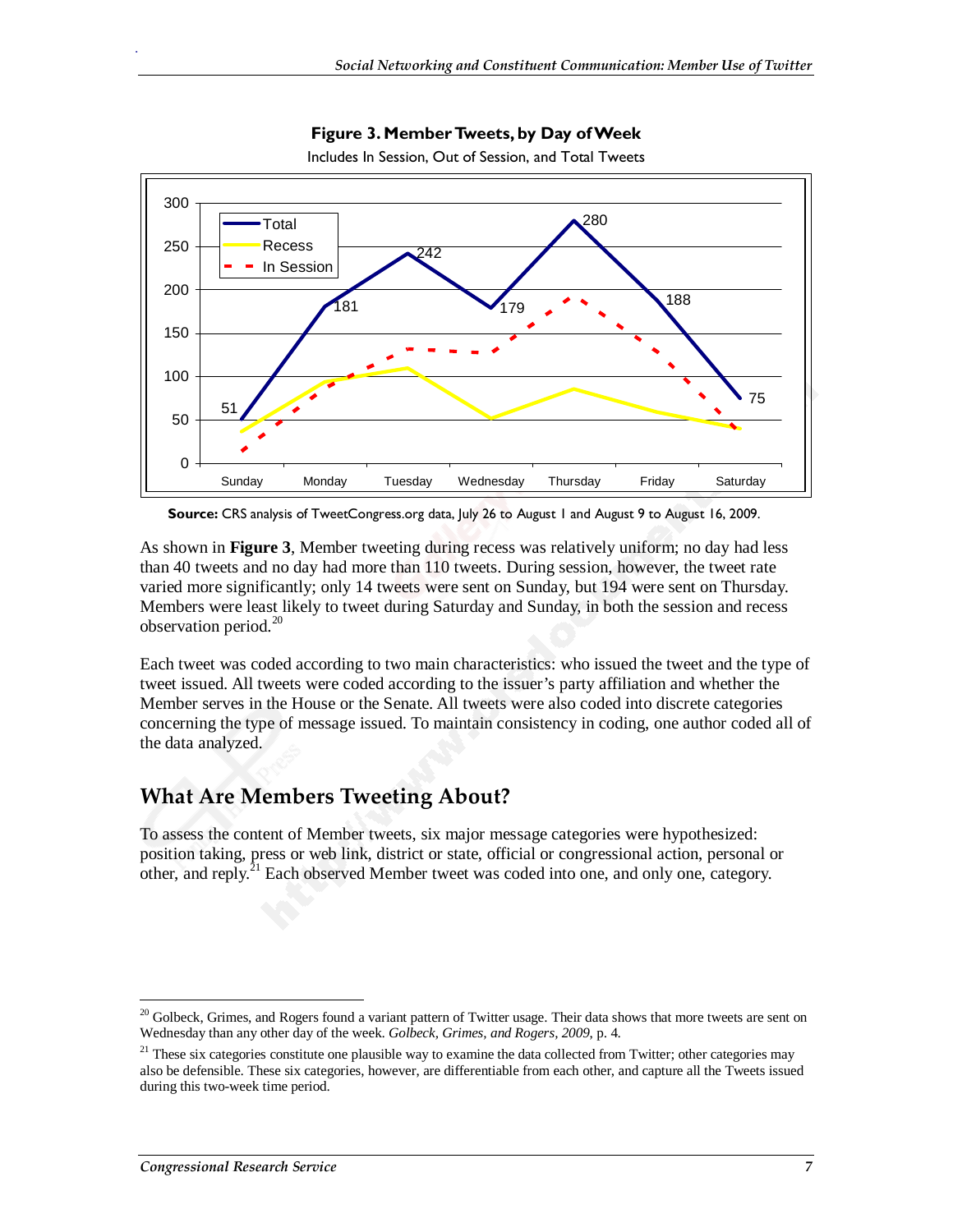**Figure 3. Member Tweets, by Day of Week**

Includes In Session, Out of Session, and Total Tweets

**Source:** CRS analysis of TweetCongress.org data, July 26 to August 1 and August 9 to August 16, 2009.

As shown in **Figure 3**, Member tweeting during recess was relatively uniform; no day had less than 40 tweets and no day had more than 110 tweets. During session, however, the tweet rate varied more significantly; only 14 tweets were sent on Sunday, but 194 were sent on Thursday. Members were least likely to tweet during Saturday and Sunday, in both the session and recess observation period.[20]

Each tweet was coded according to two main characteristics: who issued the tweet and the type of tweet issued. All tweets were coded according to the issuer's party affiliation and whether the Member serves in the House or the Senate. All tweets were also coded into discrete categories concerning the type of message issued. To maintain consistency in coding, one author coded all of the data analyzed.

## What Are Members Tweeting About?

To assess the content of Member tweets, six major message categories were hypothesized: position taking, press or web link, district or state, official or congressional action, personal or other, and reply.[21] Each observed Member tweet was coded into one, and only one, category.

---

[20] Golbeck, Grimes, and Rogers found a variant pattern of Twitter usage. Their data shows that more tweets are sent on Wednesday than any other day of the week. *Golbeck, Grimes, and Rogers, 2009*, p. 4.

[21] These six categories constitute one plausible way to examine the data collected from Twitter; other categories may also be defensible. These six categories, however, are differentiable from each other, and capture all the Tweets issued during this two-week time period.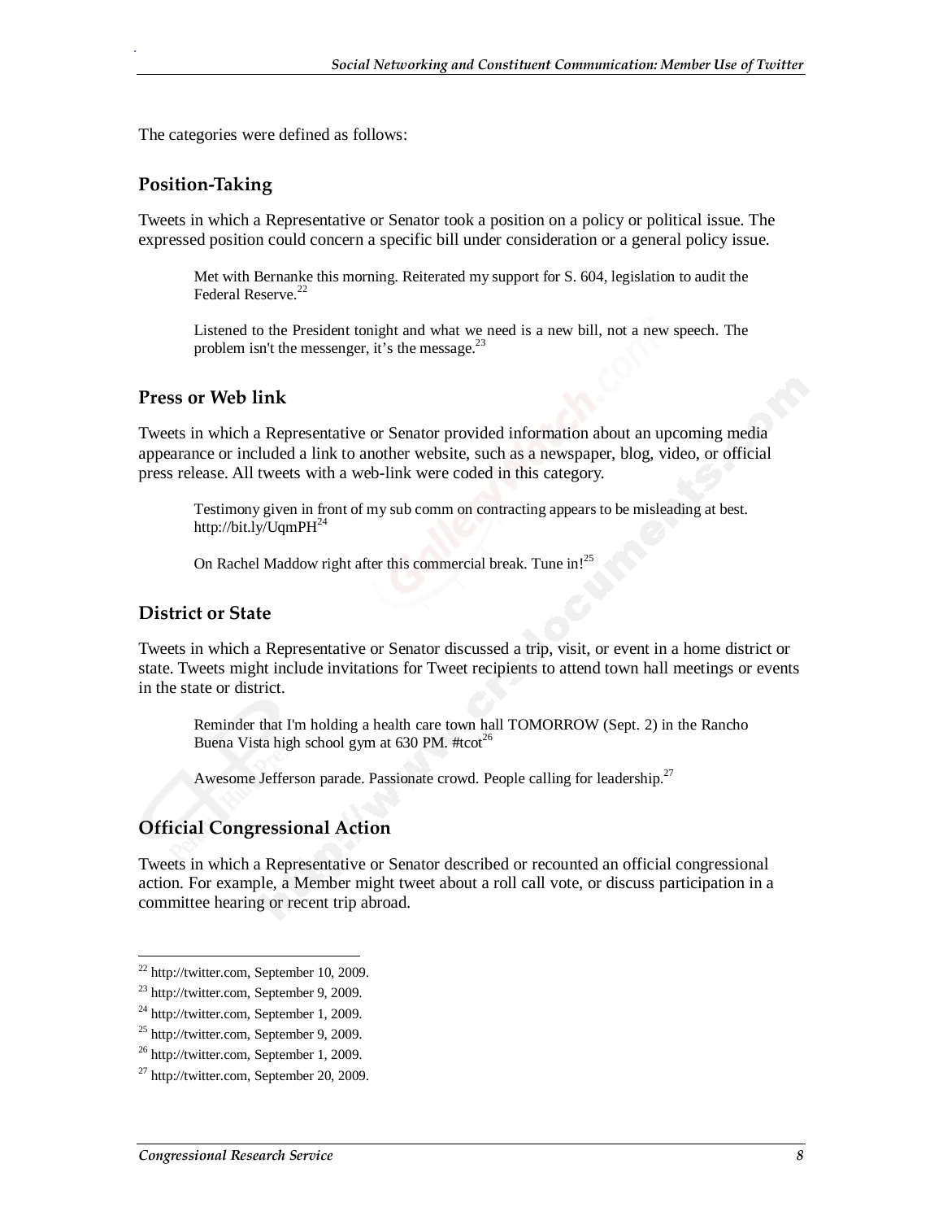The categories were defined as follows:

### Position-Taking

Tweets in which a Representative or Senator took a position on a policy or political issue. The expressed position could concern a specific bill under consideration or a general policy issue.

> Met with Bernanke this morning. Reiterated my support for S. 604, legislation to audit the Federal Reserve.[22]

> Listened to the President tonight and what we need is a new bill, not a new speech. The problem isn't the messenger, it's the message.[23]

### Press or Web link

Tweets in which a Representative or Senator provided information about an upcoming media appearance or included a link to another website, such as a newspaper, blog, video, or official press release. All tweets with a web-link were coded in this category.

> Testimony given in front of my sub comm on contracting appears to be misleading at best. http://bit.ly/UqmPH[24]

> On Rachel Maddow right after this commercial break. Tune in![25]

### District or State

Tweets in which a Representative or Senator discussed a trip, visit, or event in a home district or state. Tweets might include invitations for Tweet recipients to attend town hall meetings or events in the state or district.

> Reminder that I'm holding a health care town hall TOMORROW (Sept. 2) in the Rancho Buena Vista high school gym at 630 PM. #tcot[26]

> Awesome Jefferson parade. Passionate crowd. People calling for leadership.[27]

### Official Congressional Action

Tweets in which a Representative or Senator described or recounted an official congressional action. For example, a Member might tweet about a roll call vote, or discuss participation in a committee hearing or recent trip abroad.

---

[22] http://twitter.com, September 10, 2009.

[23] http://twitter.com, September 9, 2009.

[24] http://twitter.com, September 1, 2009.

[25] http://twitter.com, September 9, 2009.

[26] http://twitter.com, September 1, 2009.

[27] http://twitter.com, September 20, 2009.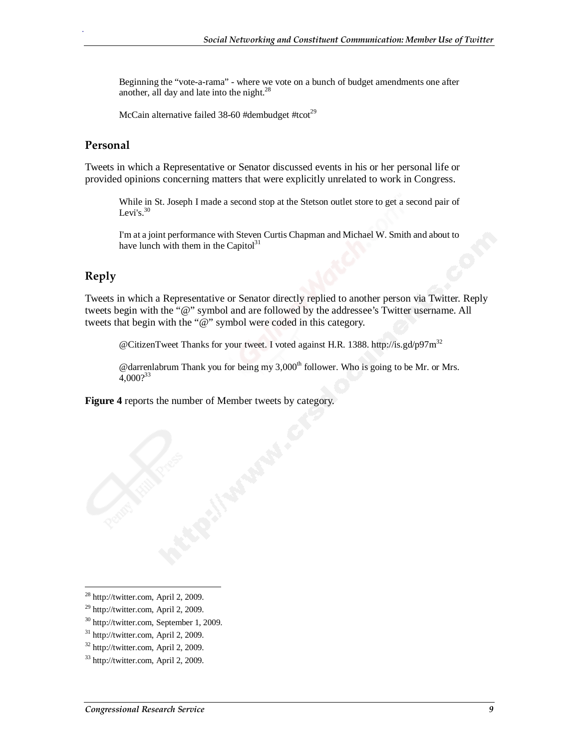> Beginning the "vote-a-rama" - where we vote on a bunch of budget amendments one after another, all day and late into the night.[28]

> McCain alternative failed 38-60 #dembudget #tcot[29]

### Personal

Tweets in which a Representative or Senator discussed events in his or her personal life or provided opinions concerning matters that were explicitly unrelated to work in Congress.

> While in St. Joseph I made a second stop at the Stetson outlet store to get a second pair of Levi's.[30]

> I'm at a joint performance with Steven Curtis Chapman and Michael W. Smith and about to have lunch with them in the Capitol[31]

### Reply

Tweets in which a Representative or Senator directly replied to another person via Twitter. Reply tweets begin with the "@" symbol and are followed by the addressee's Twitter username. All tweets that begin with the "@" symbol were coded in this category.

> @CitizenTweet Thanks for your tweet. I voted against H.R. 1388. http://is.gd/p97m[32]

> @darrenlabrum Thank you for being my 3,000th follower. Who is going to be Mr. or Mrs. 4,000?[33]

**Figure 4** reports the number of Member tweets by category.

---

[28] http://twitter.com, April 2, 2009.

[29] http://twitter.com, April 2, 2009.

[30] http://twitter.com, September 1, 2009.

[31] http://twitter.com, April 2, 2009.

[32] http://twitter.com, April 2, 2009.

[33] http://twitter.com, April 2, 2009.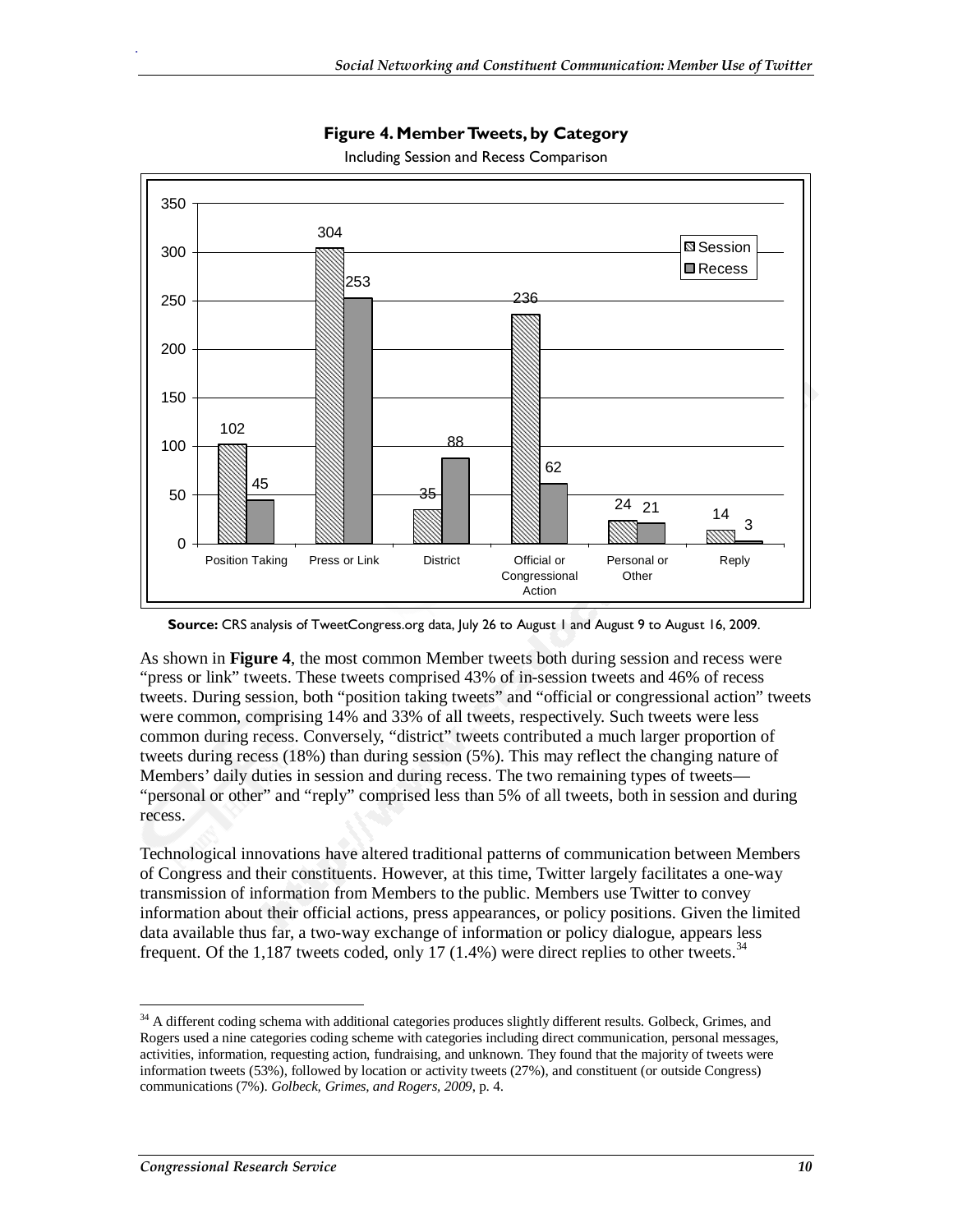**Figure 4. Member Tweets, by Category**

Including Session and Recess Comparison

| Category | Session | Recess |
| --- | --- | --- |
| Position Taking | 102 | 45 |
| Press or Link | 304 | 253 |
| District | 35 | 88 |
| Official or Congressional Action | 236 | 62 |
| Personal or Other | 24 | 21 |
| Reply | 14 | 3 |

**Source:** CRS analysis of TweetCongress.org data, July 26 to August 1 and August 9 to August 16, 2009.

As shown in **Figure 4**, the most common Member tweets both during session and recess were "press or link" tweets. These tweets comprised 43% of in-session tweets and 46% of recess tweets. During session, both "position taking tweets" and "official or congressional action" tweets were common, comprising 14% and 33% of all tweets, respectively. Such tweets were less common during recess. Conversely, "district" tweets contributed a much larger proportion of tweets during recess (18%) than during session (5%). This may reflect the changing nature of Members' daily duties in session and during recess. The two remaining types of tweets—"personal or other" and "reply" comprised less than 5% of all tweets, both in session and during recess.

Technological innovations have altered traditional patterns of communication between Members of Congress and their constituents. However, at this time, Twitter largely facilitates a one-way transmission of information from Members to the public. Members use Twitter to convey information about their official actions, press appearances, or policy positions. Given the limited data available thus far, a two-way exchange of information or policy dialogue, appears less frequent. Of the 1,187 tweets coded, only 17 (1.4%) were direct replies to other tweets.[34]

[34] A different coding schema with additional categories produces slightly different results. Golbeck, Grimes, and Rogers used a nine categories coding scheme with categories including direct communication, personal messages, activities, information, requesting action, fundraising, and unknown. They found that the majority of tweets were information tweets (53%), followed by location or activity tweets (27%), and constituent (or outside Congress) communications (7%). *Golbeck, Grimes, and Rogers, 2009*, p. 4.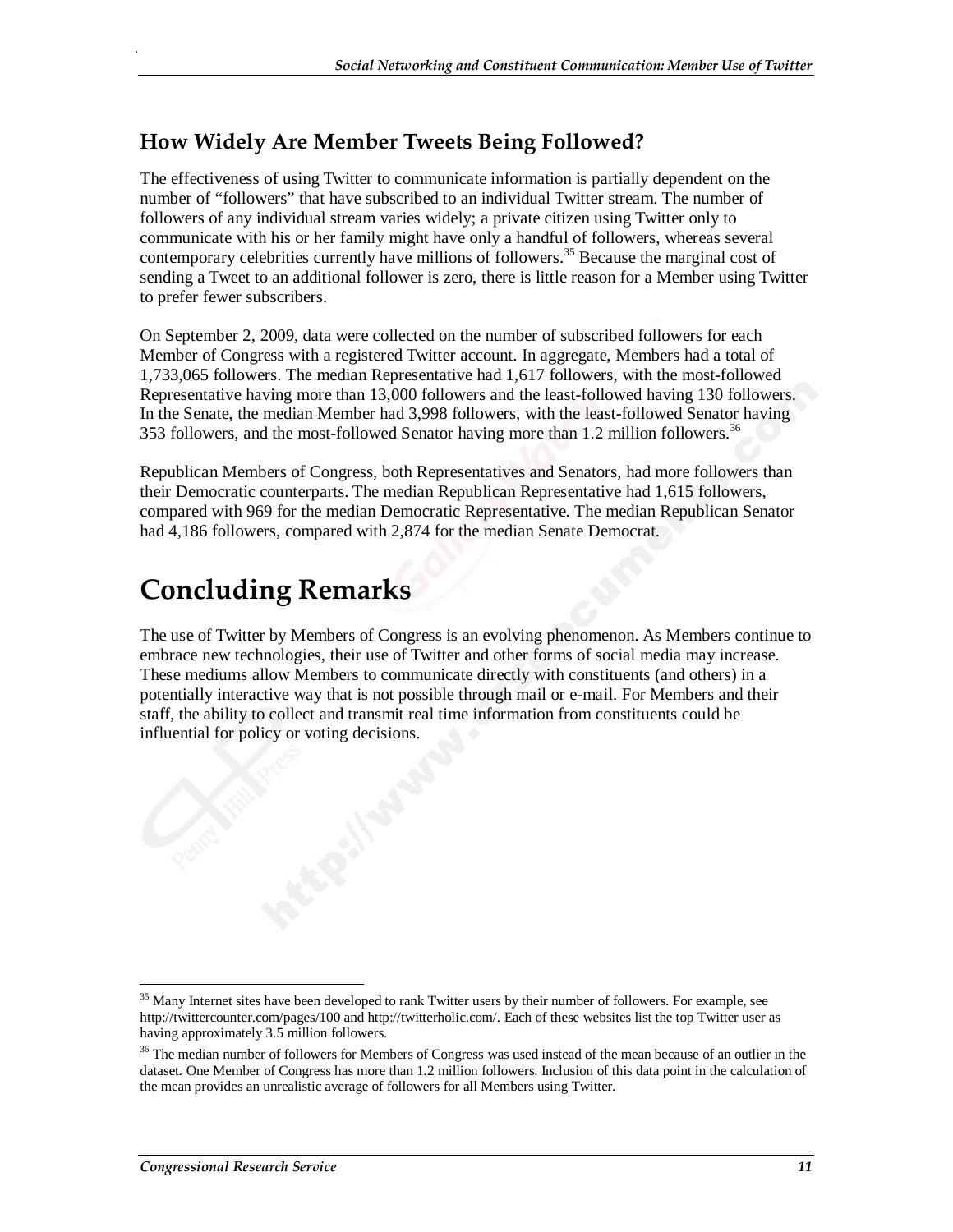### How Widely Are Member Tweets Being Followed?

The effectiveness of using Twitter to communicate information is partially dependent on the number of "followers" that have subscribed to an individual Twitter stream. The number of followers of any individual stream varies widely; a private citizen using Twitter only to communicate with his or her family might have only a handful of followers, whereas several contemporary celebrities currently have millions of followers.[35] Because the marginal cost of sending a Tweet to an additional follower is zero, there is little reason for a Member using Twitter to prefer fewer subscribers.

On September 2, 2009, data were collected on the number of subscribed followers for each Member of Congress with a registered Twitter account. In aggregate, Members had a total of 1,733,065 followers. The median Representative had 1,617 followers, with the most-followed Representative having more than 13,000 followers and the least-followed having 130 followers. In the Senate, the median Member had 3,998 followers, with the least-followed Senator having 353 followers, and the most-followed Senator having more than 1.2 million followers.[36]

Republican Members of Congress, both Representatives and Senators, had more followers than their Democratic counterparts. The median Republican Representative had 1,615 followers, compared with 969 for the median Democratic Representative. The median Republican Senator had 4,186 followers, compared with 2,874 for the median Senate Democrat.

## Concluding Remarks

The use of Twitter by Members of Congress is an evolving phenomenon. As Members continue to embrace new technologies, their use of Twitter and other forms of social media may increase. These mediums allow Members to communicate directly with constituents (and others) in a potentially interactive way that is not possible through mail or e-mail. For Members and their staff, the ability to collect and transmit real time information from constituents could be influential for policy or voting decisions.

---

[35] Many Internet sites have been developed to rank Twitter users by their number of followers. For example, see http://twittercounter.com/pages/100 and http://twitterholic.com/. Each of these websites list the top Twitter user as having approximately 3.5 million followers.

[36] The median number of followers for Members of Congress was used instead of the mean because of an outlier in the dataset. One Member of Congress has more than 1.2 million followers. Inclusion of this data point in the calculation of the mean provides an unrealistic average of followers for all Members using Twitter.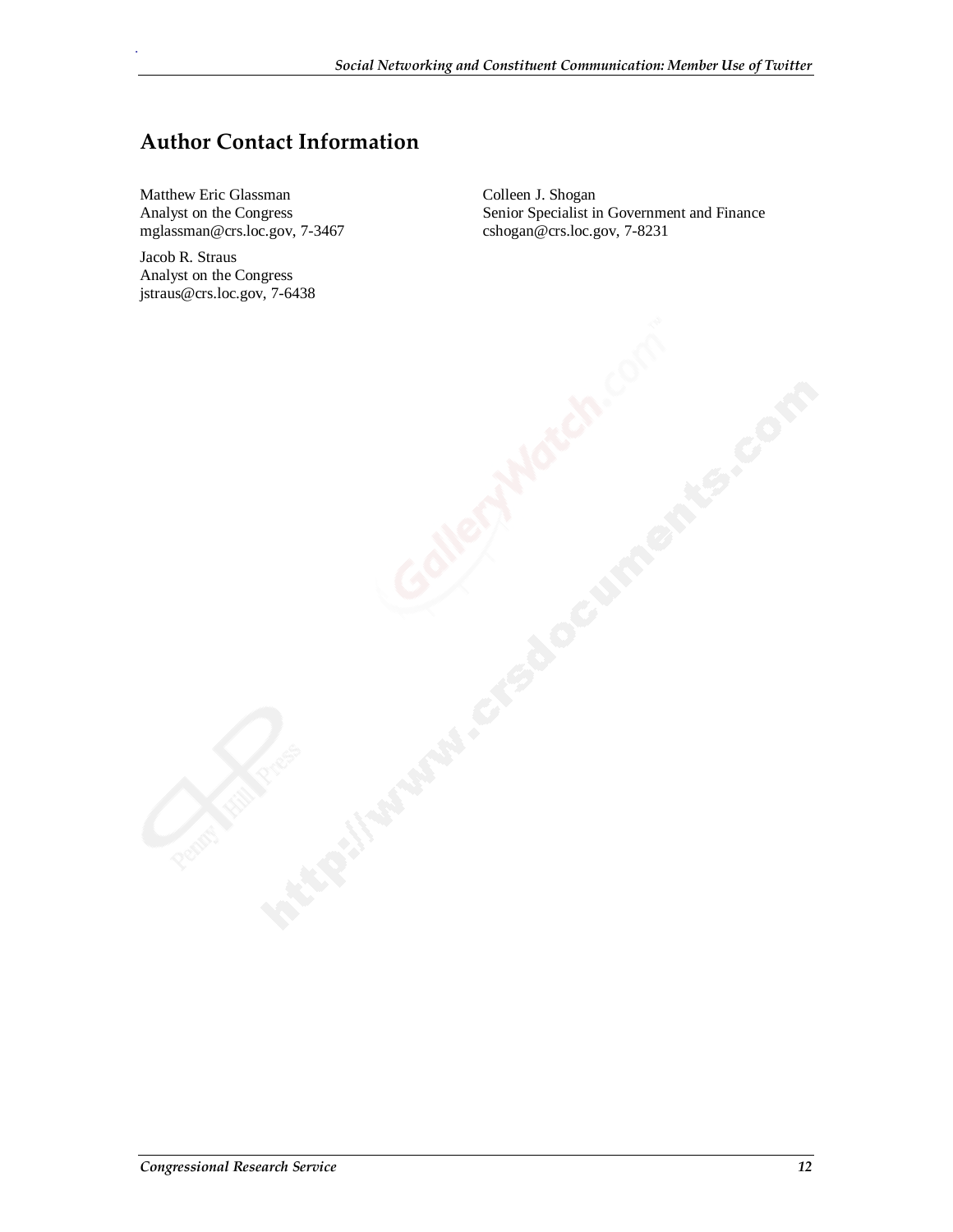## Author Contact Information

Matthew Eric Glassman
Analyst on the Congress
mglassman@crs.loc.gov, 7-3467

Jacob R. Straus
Analyst on the Congress
jstraus@crs.loc.gov, 7-6438

Colleen J. Shogan
Senior Specialist in Government and Finance
cshogan@crs.loc.gov, 7-8231